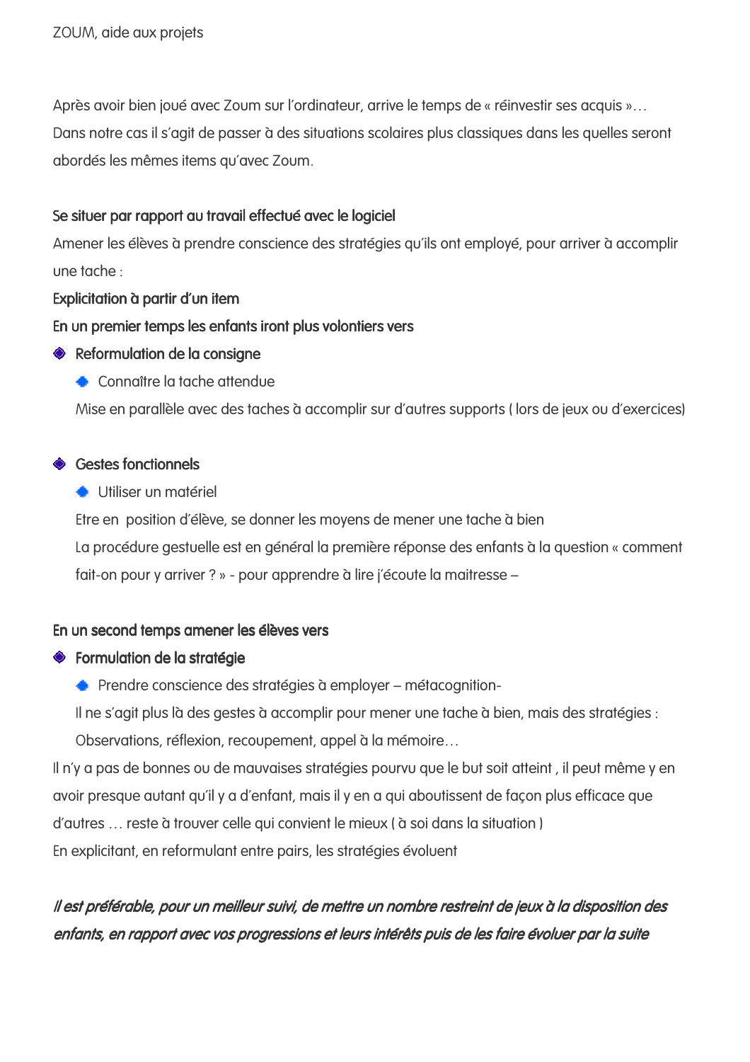ZOUM, aide aux projets

Après avoir bien joué avec Zoum sur l'ordinateur, arrive le temps de « réinvestir ses acquis »… Dans notre cas il s'agit de passer à des situations scolaires plus classiques dans les quelles seront abordés les mêmes items qu'avec Zoum.

**Se situer par rapport au travail effectué avec le logiciel**

Amener les élèves à prendre conscience des stratégies qu'ils ont employé, pour arriver à accomplir une tache :

**Explicitation à partir d'un item**

**En un premier temps les enfants iront plus volontiers vers**

- **Reformulation de la consigne**
  - Connaître la tache attendue

  Mise en parallèle avec des taches à accomplir sur d'autres supports ( lors de jeux ou d'exercices)

- **Gestes fonctionnels**
  - Utiliser un matériel

  Etre en position d'élève, se donner les moyens de mener une tache à bien

  La procédure gestuelle est en général la première réponse des enfants à la question « comment fait-on pour y arriver ? » - pour apprendre à lire j'écoute la maitresse –

**En un second temps amener les élèves vers**

- **Formulation de la stratégie**
  - Prendre conscience des stratégies à employer – métacognition-

  Il ne s'agit plus là des gestes à accomplir pour mener une tache à bien, mais des stratégies : Observations, réflexion, recoupement, appel à la mémoire…

Il n'y a pas de bonnes ou de mauvaises stratégies pourvu que le but soit atteint , il peut même y en avoir presque autant qu'il y a d'enfant, mais il y en a qui aboutissent de façon plus efficace que d'autres … reste à trouver celle qui convient le mieux ( à soi dans la situation )

En explicitant, en reformulant entre pairs, les stratégies évoluent

***Il est préférable, pour un meilleur suivi, de mettre un nombre restreint de jeux à la disposition des enfants, en rapport avec vos progressions et leurs intérêts puis de les faire évoluer par la suite***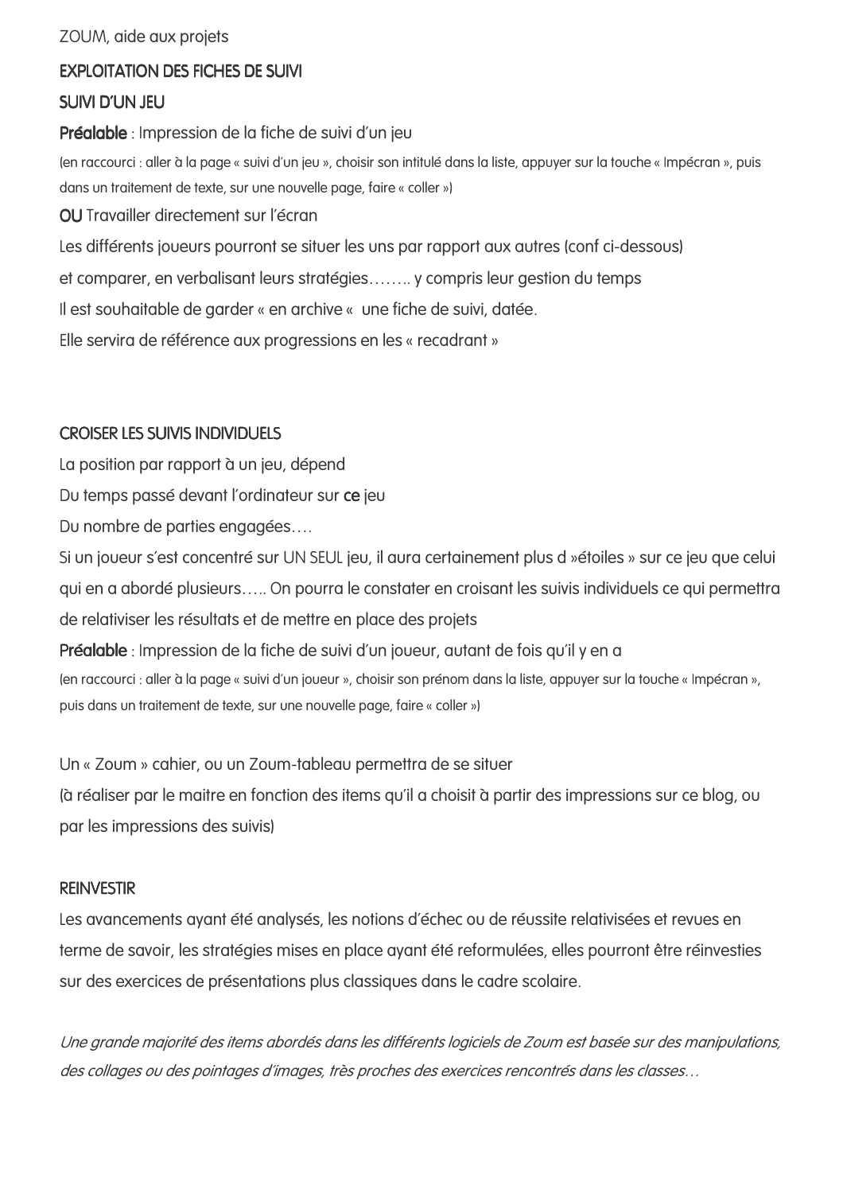ZOUM, aide aux projets

## EXPLOITATION DES FICHES DE SUIVI

### SUIVI D'UN JEU

**Préalable** : Impression de la fiche de suivi d'un jeu

(en raccourci : aller à la page « suivi d'un jeu », choisir son intitulé dans la liste, appuyer sur la touche « Impécran », puis dans un traitement de texte, sur une nouvelle page, faire « coller »)

**OU** Travailler directement sur l'écran

Les différents joueurs pourront se situer les uns par rapport aux autres (conf ci-dessous)

et comparer, en verbalisant leurs stratégies…….. y compris leur gestion du temps

Il est souhaitable de garder « en archive « une fiche de suivi, datée.

Elle servira de référence aux progressions en les « recadrant »

### CROISER LES SUIVIS INDIVIDUELS

La position par rapport à un jeu, dépend

Du temps passé devant l'ordinateur sur **ce** jeu

Du nombre de parties engagées….

Si un joueur s'est concentré sur UN SEUL jeu, il aura certainement plus d »étoiles » sur ce jeu que celui qui en a abordé plusieurs….. On pourra le constater en croisant les suivis individuels ce qui permettra de relativiser les résultats et de mettre en place des projets

**Préalable** : Impression de la fiche de suivi d'un joueur, autant de fois qu'il y en a

(en raccourci : aller à la page « suivi d'un joueur », choisir son prénom dans la liste, appuyer sur la touche « Impécran », puis dans un traitement de texte, sur une nouvelle page, faire « coller »)

Un « Zoum » cahier, ou un Zoum-tableau permettra de se situer

(à réaliser par le maitre en fonction des items qu'il a choisit à partir des impressions sur ce blog, ou par les impressions des suivis)

### REINVESTIR

Les avancements ayant été analysés, les notions d'échec ou de réussite relativisées et revues en terme de savoir, les stratégies mises en place ayant été reformulées, elles pourront être réinvesties sur des exercices de présentations plus classiques dans le cadre scolaire.

*Une grande majorité des items abordés dans les différents logiciels de Zoum est basée sur des manipulations, des collages ou des pointages d'images, très proches des exercices rencontrés dans les classes…*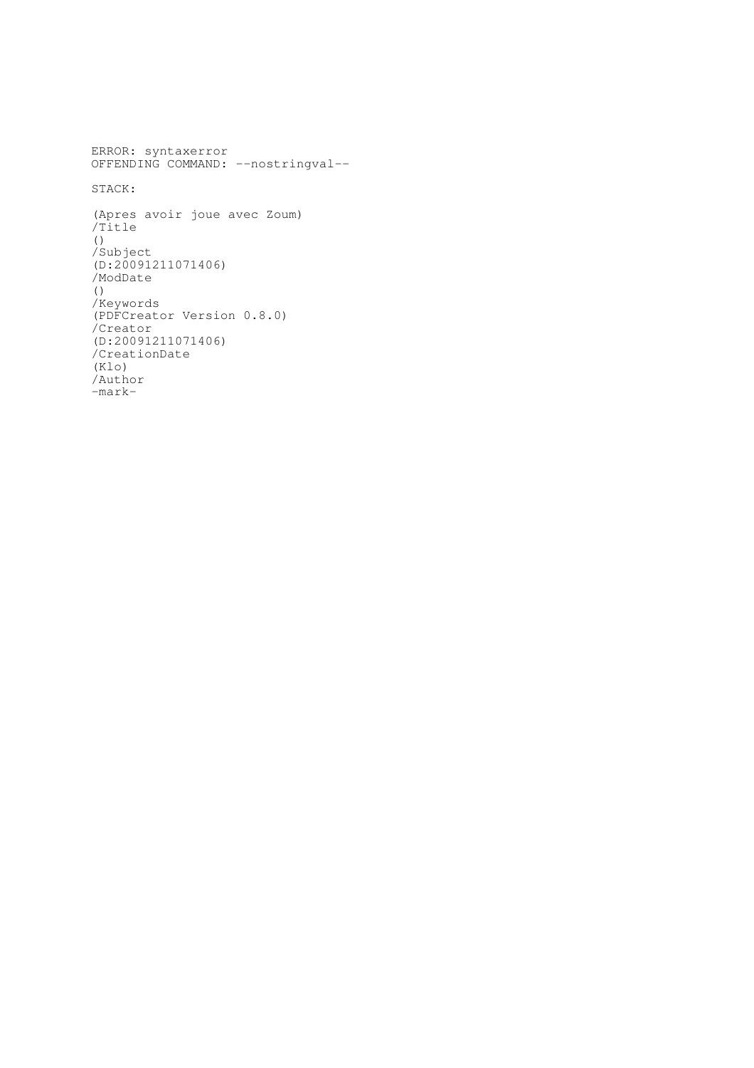```
ERROR: syntaxerror
OFFENDING COMMAND: --nostringval--

STACK:

(Apres avoir joue avec Zoum)
/Title
()
/Subject
(D:20091211071406)
/ModDate
()
/Keywords
(PDFCreator Version 0.8.0)
/Creator
(D:20091211071406)
/CreationDate
(Klo)
/Author
-mark-
```